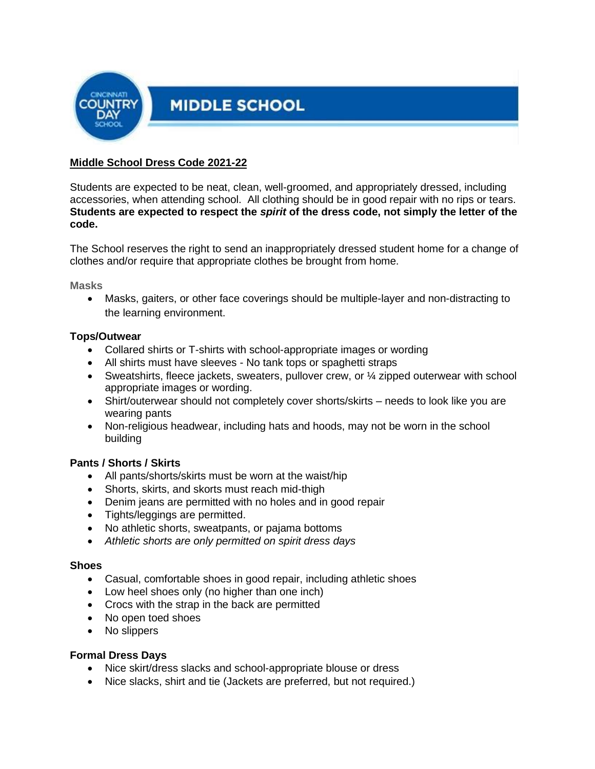CINCINNATI COUNTRY DAY SCHOOL

# MIDDLE SCHOOL

## Middle School Dress Code 2021-22

Students are expected to be neat, clean, well-groomed, and appropriately dressed, including accessories, when attending school. All clothing should be in good repair with no rips or tears. **Students are expected to respect the *spirit* of the dress code, not simply the letter of the code.**

The School reserves the right to send an inappropriately dressed student home for a change of clothes and/or require that appropriate clothes be brought from home.

### Masks

- Masks, gaiters, or other face coverings should be multiple-layer and non-distracting to the learning environment.

### Tops/Outwear

- Collared shirts or T-shirts with school-appropriate images or wording
- All shirts must have sleeves - No tank tops or spaghetti straps
- Sweatshirts, fleece jackets, sweaters, pullover crew, or ¼ zipped outerwear with school appropriate images or wording.
- Shirt/outerwear should not completely cover shorts/skirts – needs to look like you are wearing pants
- Non-religious headwear, including hats and hoods, may not be worn in the school building

### Pants / Shorts / Skirts

- All pants/shorts/skirts must be worn at the waist/hip
- Shorts, skirts, and skorts must reach mid-thigh
- Denim jeans are permitted with no holes and in good repair
- Tights/leggings are permitted.
- No athletic shorts, sweatpants, or pajama bottoms
- *Athletic shorts are only permitted on spirit dress days*

### Shoes

- Casual, comfortable shoes in good repair, including athletic shoes
- Low heel shoes only (no higher than one inch)
- Crocs with the strap in the back are permitted
- No open toed shoes
- No slippers

### Formal Dress Days

- Nice skirt/dress slacks and school-appropriate blouse or dress
- Nice slacks, shirt and tie (Jackets are preferred, but not required.)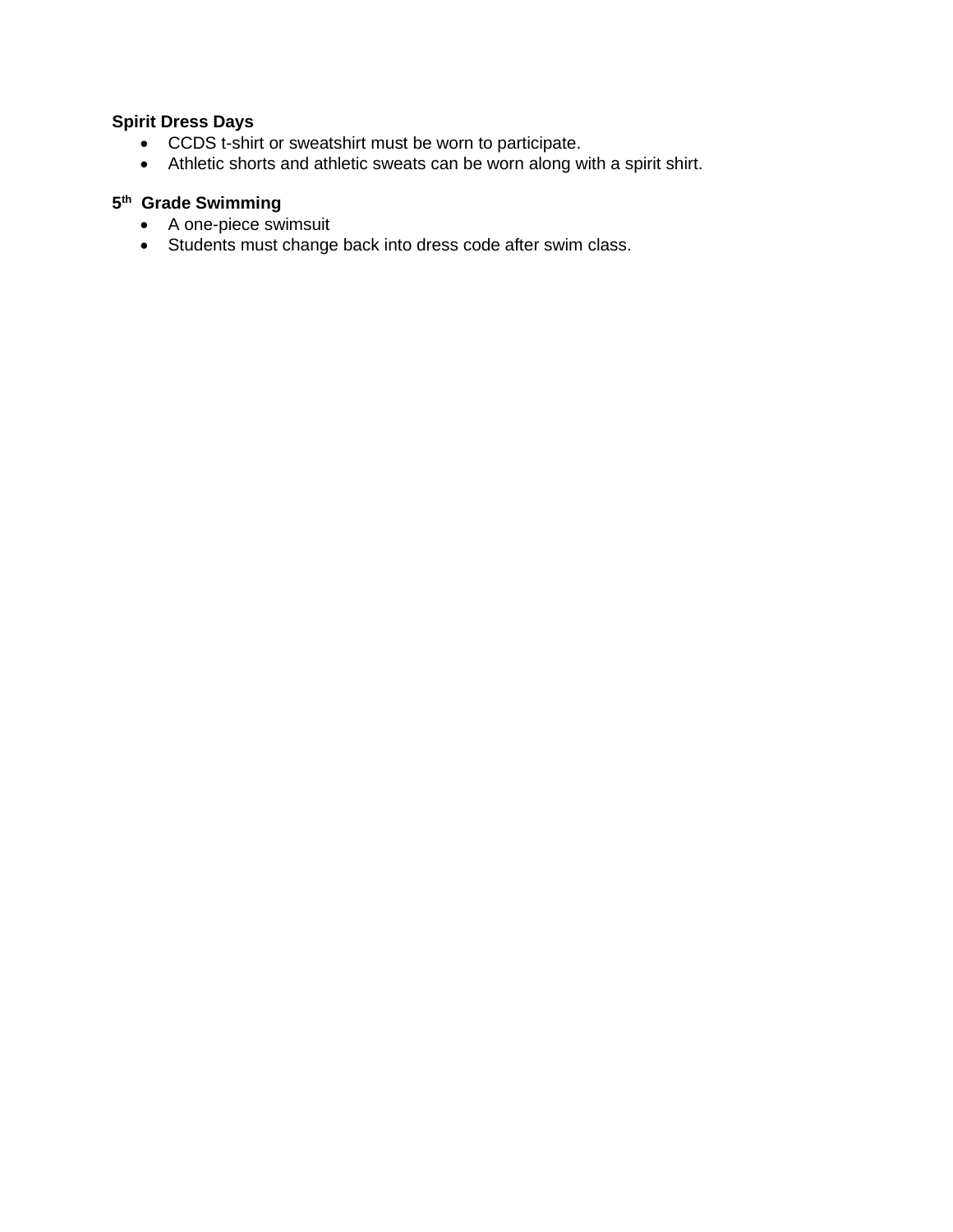**Spirit Dress Days**

- CCDS t-shirt or sweatshirt must be worn to participate.
- Athletic shorts and athletic sweats can be worn along with a spirit shirt.

**5th Grade Swimming**

- A one-piece swimsuit
- Students must change back into dress code after swim class.